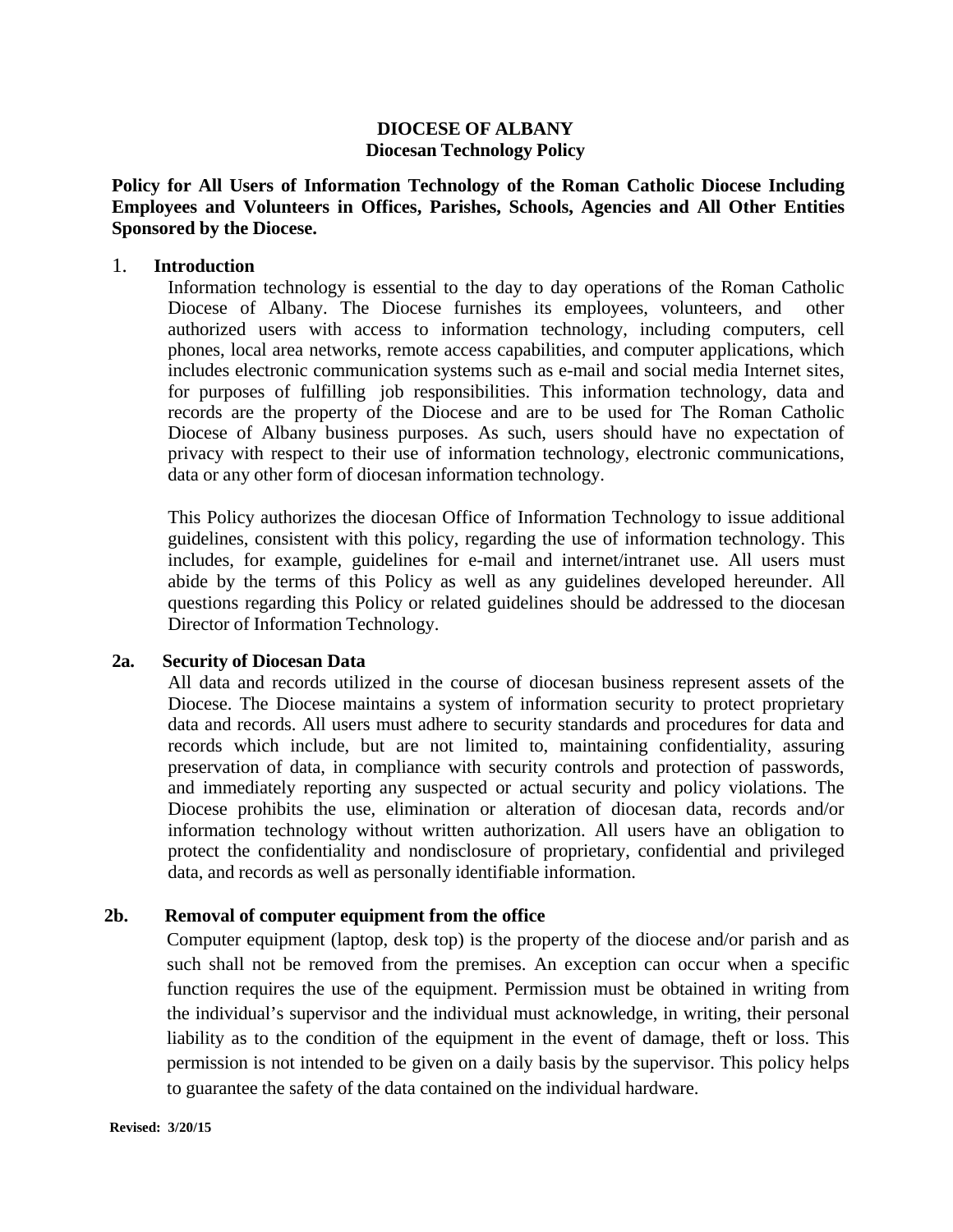**DIOCESE OF ALBANY**
**Diocesan Technology Policy**

**Policy for All Users of Information Technology of the Roman Catholic Diocese Including Employees and Volunteers in Offices, Parishes, Schools, Agencies and All Other Entities Sponsored by the Diocese.**

## 1. Introduction

Information technology is essential to the day to day operations of the Roman Catholic Diocese of Albany. The Diocese furnishes its employees, volunteers, and other authorized users with access to information technology, including computers, cell phones, local area networks, remote access capabilities, and computer applications, which includes electronic communication systems such as e-mail and social media Internet sites, for purposes of fulfilling job responsibilities. This information technology, data and records are the property of the Diocese and are to be used for The Roman Catholic Diocese of Albany business purposes. As such, users should have no expectation of privacy with respect to their use of information technology, electronic communications, data or any other form of diocesan information technology.

This Policy authorizes the diocesan Office of Information Technology to issue additional guidelines, consistent with this policy, regarding the use of information technology. This includes, for example, guidelines for e-mail and internet/intranet use. All users must abide by the terms of this Policy as well as any guidelines developed hereunder. All questions regarding this Policy or related guidelines should be addressed to the diocesan Director of Information Technology.

## 2a. Security of Diocesan Data

All data and records utilized in the course of diocesan business represent assets of the Diocese. The Diocese maintains a system of information security to protect proprietary data and records. All users must adhere to security standards and procedures for data and records which include, but are not limited to, maintaining confidentiality, assuring preservation of data, in compliance with security controls and protection of passwords, and immediately reporting any suspected or actual security and policy violations. The Diocese prohibits the use, elimination or alteration of diocesan data, records and/or information technology without written authorization. All users have an obligation to protect the confidentiality and nondisclosure of proprietary, confidential and privileged data, and records as well as personally identifiable information.

## 2b. Removal of computer equipment from the office

Computer equipment (laptop, desk top) is the property of the diocese and/or parish and as such shall not be removed from the premises. An exception can occur when a specific function requires the use of the equipment. Permission must be obtained in writing from the individual's supervisor and the individual must acknowledge, in writing, their personal liability as to the condition of the equipment in the event of damage, theft or loss. This permission is not intended to be given on a daily basis by the supervisor. This policy helps to guarantee the safety of the data contained on the individual hardware.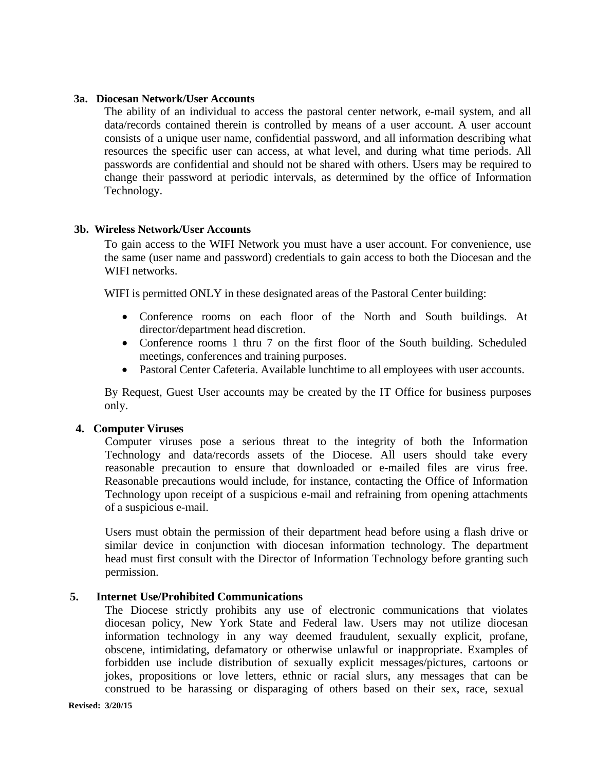**3a. Diocesan Network/User Accounts**

The ability of an individual to access the pastoral center network, e-mail system, and all data/records contained therein is controlled by means of a user account. A user account consists of a unique user name, confidential password, and all information describing what resources the specific user can access, at what level, and during what time periods. All passwords are confidential and should not be shared with others. Users may be required to change their password at periodic intervals, as determined by the office of Information Technology.

**3b. Wireless Network/User Accounts**

To gain access to the WIFI Network you must have a user account. For convenience, use the same (user name and password) credentials to gain access to both the Diocesan and the WIFI networks.

WIFI is permitted ONLY in these designated areas of the Pastoral Center building:

- Conference rooms on each floor of the North and South buildings. At director/department head discretion.
- Conference rooms 1 thru 7 on the first floor of the South building. Scheduled meetings, conferences and training purposes.
- Pastoral Center Cafeteria. Available lunchtime to all employees with user accounts.

By Request, Guest User accounts may be created by the IT Office for business purposes only.

**4. Computer Viruses**

Computer viruses pose a serious threat to the integrity of both the Information Technology and data/records assets of the Diocese. All users should take every reasonable precaution to ensure that downloaded or e-mailed files are virus free. Reasonable precautions would include, for instance, contacting the Office of Information Technology upon receipt of a suspicious e-mail and refraining from opening attachments of a suspicious e-mail.

Users must obtain the permission of their department head before using a flash drive or similar device in conjunction with diocesan information technology. The department head must first consult with the Director of Information Technology before granting such permission.

**5. Internet Use/Prohibited Communications**

The Diocese strictly prohibits any use of electronic communications that violates diocesan policy, New York State and Federal law. Users may not utilize diocesan information technology in any way deemed fraudulent, sexually explicit, profane, obscene, intimidating, defamatory or otherwise unlawful or inappropriate. Examples of forbidden use include distribution of sexually explicit messages/pictures, cartoons or jokes, propositions or love letters, ethnic or racial slurs, any messages that can be construed to be harassing or disparaging of others based on their sex, race, sexual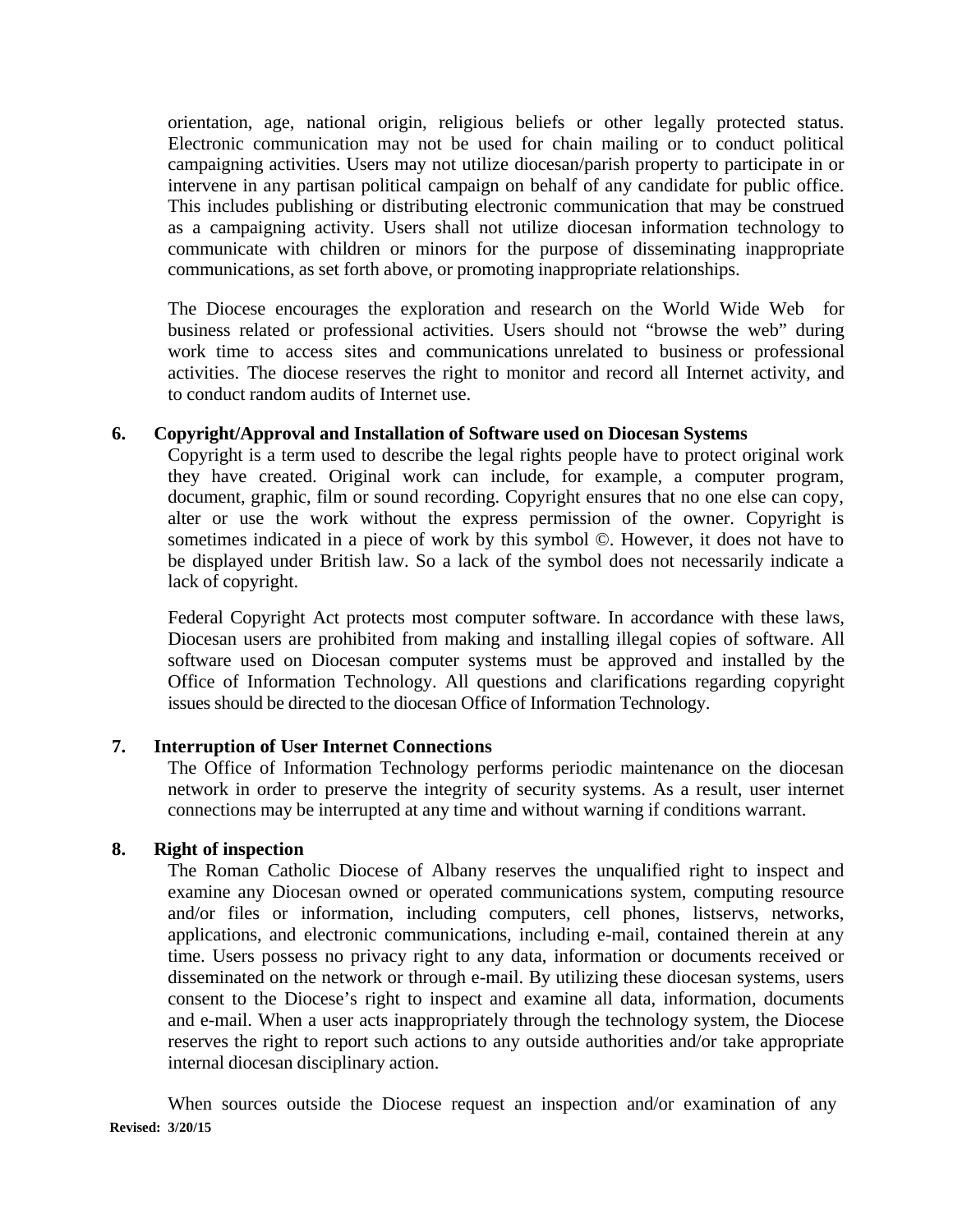orientation, age, national origin, religious beliefs or other legally protected status. Electronic communication may not be used for chain mailing or to conduct political campaigning activities. Users may not utilize diocesan/parish property to participate in or intervene in any partisan political campaign on behalf of any candidate for public office. This includes publishing or distributing electronic communication that may be construed as a campaigning activity. Users shall not utilize diocesan information technology to communicate with children or minors for the purpose of disseminating inappropriate communications, as set forth above, or promoting inappropriate relationships.

The Diocese encourages the exploration and research on the World Wide Web for business related or professional activities. Users should not "browse the web" during work time to access sites and communications unrelated to business or professional activities. The diocese reserves the right to monitor and record all Internet activity, and to conduct random audits of Internet use.

**6. Copyright/Approval and Installation of Software used on Diocesan Systems**

Copyright is a term used to describe the legal rights people have to protect original work they have created. Original work can include, for example, a computer program, document, graphic, film or sound recording. Copyright ensures that no one else can copy, alter or use the work without the express permission of the owner. Copyright is sometimes indicated in a piece of work by this symbol ©. However, it does not have to be displayed under British law. So a lack of the symbol does not necessarily indicate a lack of copyright.

Federal Copyright Act protects most computer software. In accordance with these laws, Diocesan users are prohibited from making and installing illegal copies of software. All software used on Diocesan computer systems must be approved and installed by the Office of Information Technology. All questions and clarifications regarding copyright issues should be directed to the diocesan Office of Information Technology.

**7. Interruption of User Internet Connections**

The Office of Information Technology performs periodic maintenance on the diocesan network in order to preserve the integrity of security systems. As a result, user internet connections may be interrupted at any time and without warning if conditions warrant.

**8. Right of inspection**

The Roman Catholic Diocese of Albany reserves the unqualified right to inspect and examine any Diocesan owned or operated communications system, computing resource and/or files or information, including computers, cell phones, listservs, networks, applications, and electronic communications, including e-mail, contained therein at any time. Users possess no privacy right to any data, information or documents received or disseminated on the network or through e-mail. By utilizing these diocesan systems, users consent to the Diocese's right to inspect and examine all data, information, documents and e-mail. When a user acts inappropriately through the technology system, the Diocese reserves the right to report such actions to any outside authorities and/or take appropriate internal diocesan disciplinary action.

When sources outside the Diocese request an inspection and/or examination of any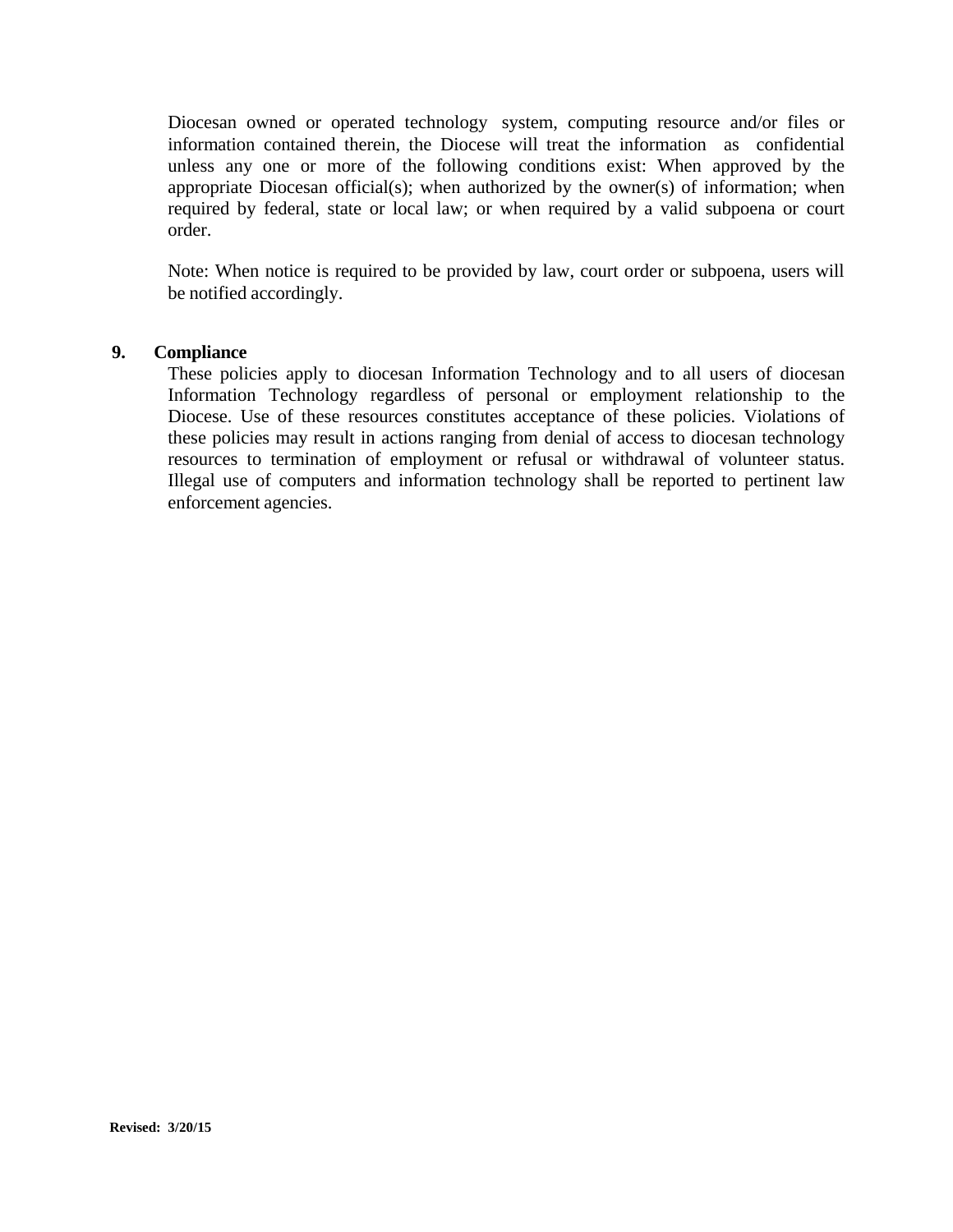Diocesan owned or operated technology system, computing resource and/or files or information contained therein, the Diocese will treat the information as confidential unless any one or more of the following conditions exist: When approved by the appropriate Diocesan official(s); when authorized by the owner(s) of information; when required by federal, state or local law; or when required by a valid subpoena or court order.

Note: When notice is required to be provided by law, court order or subpoena, users will be notified accordingly.

## 9. Compliance

These policies apply to diocesan Information Technology and to all users of diocesan Information Technology regardless of personal or employment relationship to the Diocese. Use of these resources constitutes acceptance of these policies. Violations of these policies may result in actions ranging from denial of access to diocesan technology resources to termination of employment or refusal or withdrawal of volunteer status. Illegal use of computers and information technology shall be reported to pertinent law enforcement agencies.

**Revised: 3/20/15**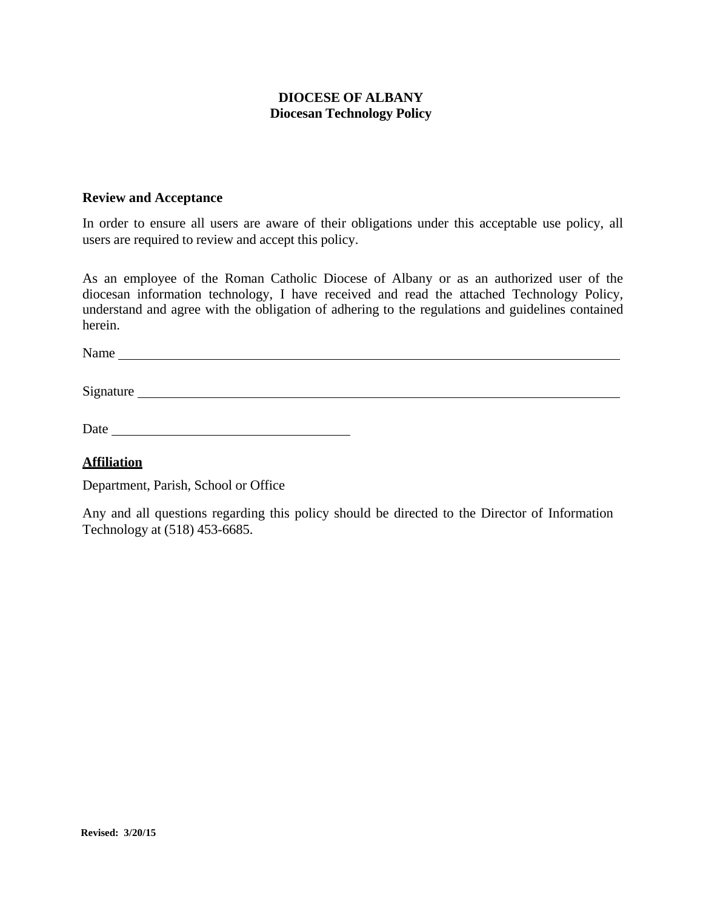**DIOCESE OF ALBANY**
**Diocesan Technology Policy**

## Review and Acceptance

In order to ensure all users are aware of their obligations under this acceptable use policy, all users are required to review and accept this policy.

As an employee of the Roman Catholic Diocese of Albany or as an authorized user of the diocesan information technology, I have received and read the attached Technology Policy, understand and agree with the obligation of adhering to the regulations and guidelines contained herein.

Name ______________________________________________________________

Signature ___________________________________________________________

Date _______________________________

**Affiliation**

Department, Parish, School or Office

Any and all questions regarding this policy should be directed to the Director of Information Technology at (518) 453-6685.

**Revised: 3/20/15**